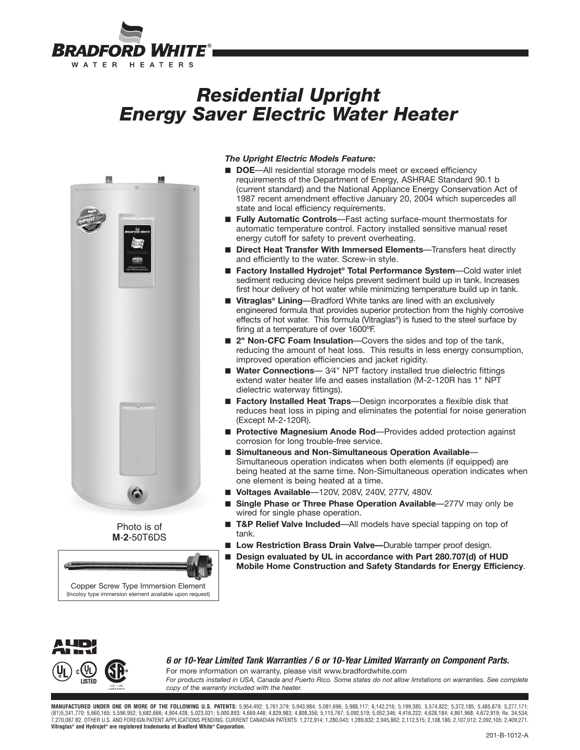# Residential Upright Energy Saver Electric Water Heater

Photo is of **M-2**-50T6DS

Copper Screw Type Immersion Element
(Incoloy type immersion element available upon request)

***The Upright Electric Models Feature:***

- **DOE**—All residential storage models meet or exceed efficiency requirements of the Department of Energy, ASHRAE Standard 90.1 b (current standard) and the National Appliance Energy Conservation Act of 1987 recent amendment effective January 20, 2004 which supercedes all state and local efficiency requirements.
- **Fully Automatic Controls**—Fast acting surface-mount thermostats for automatic temperature control. Factory installed sensitive manual reset energy cutoff for safety to prevent overheating.
- **Direct Heat Transfer With Immersed Elements**—Transfers heat directly and efficiently to the water. Screw-in style.
- **Factory Installed Hydrojet® Total Performance System**—Cold water inlet sediment reducing device helps prevent sediment build up in tank. Increases first hour delivery of hot water while minimizing temperature build up in tank.
- **Vitraglas® Lining**—Bradford White tanks are lined with an exclusively engineered formula that provides superior protection from the highly corrosive effects of hot water. This formula (Vitraglas®) is fused to the steel surface by firing at a temperature of over 1600ºF.
- **2" Non-CFC Foam Insulation**—Covers the sides and top of the tank, reducing the amount of heat loss. This results in less energy consumption, improved operation efficiencies and jacket rigidity.
- **Water Connections**— 3⁄4" NPT factory installed true dielectric fittings extend water heater life and eases installation (M-2-120R has 1" NPT dielectric waterway fittings).
- **Factory Installed Heat Traps**—Design incorporates a flexible disk that reduces heat loss in piping and eliminates the potential for noise generation (Except M-2-120R).
- **Protective Magnesium Anode Rod**—Provides added protection against corrosion for long trouble-free service.
- **Simultaneous and Non-Simultaneous Operation Available**—Simultaneous operation indicates when both elements (if equipped) are being heated at the same time. Non-Simultaneous operation indicates when one element is being heated at a time.
- **Voltages Available**—120V, 208V, 240V, 277V, 480V.
- **Single Phase or Three Phase Operation Available**—277V may only be wired for single phase operation.
- **T&P Relief Valve Included**—All models have special tapping on top of tank.
- **Low Restriction Brass Drain Valve—**Durable tamper proof design.
- **Design evaluated by UL in accordance with Part 280.707(d) of HUD Mobile Home Construction and Safety Standards for Energy Efficiency**.

***6 or 10-Year Limited Tank Warranties / 6 or 10-Year Limited Warranty on Component Parts.***

For more information on warranty, please visit www.bradfordwhite.com

*For products installed in USA, Canada and Puerto Rico. Some states do not allow limitations on warranties. See complete copy of the warranty included with the heater.*

**MANUFACTURED UNDER ONE OR MORE OF THE FOLLOWING U.S. PATENTS:** 5,954,492; 5,761,379; 5,943,984; 5,081,696; 5,988,117; 6,142,216; 5,199,385; 5,574,822; 5,372,185; 5,485,879; 5,277,171; (B1)5,341,770; 5,660,165; 5,596,952; 5,682,666; 4,904,428; 5,023,031; 5,000,893; 4,669,448; 4,829,983; 4,808,356; 5,115,767; 5,092,519; 5,052,346; 4,416,222; 4,628,184; 4,861,968; 4,672,919; Re. 34,534; 7,270,087 B2. OTHER U.S. AND FOREIGN PATENT APPLICATIONS PENDING. CURRENT CANADIAN PATENTS: 1,272,914; 1,280,043; 1,289,832; 2,045,862; 2,112,515; 2,108,186; 2,107,012; 2,092,105; 2,409,271.
**Vitraglas® and Hydrojet® are registered trademarks of Bradford White® Corporation.**

201-B-1012-A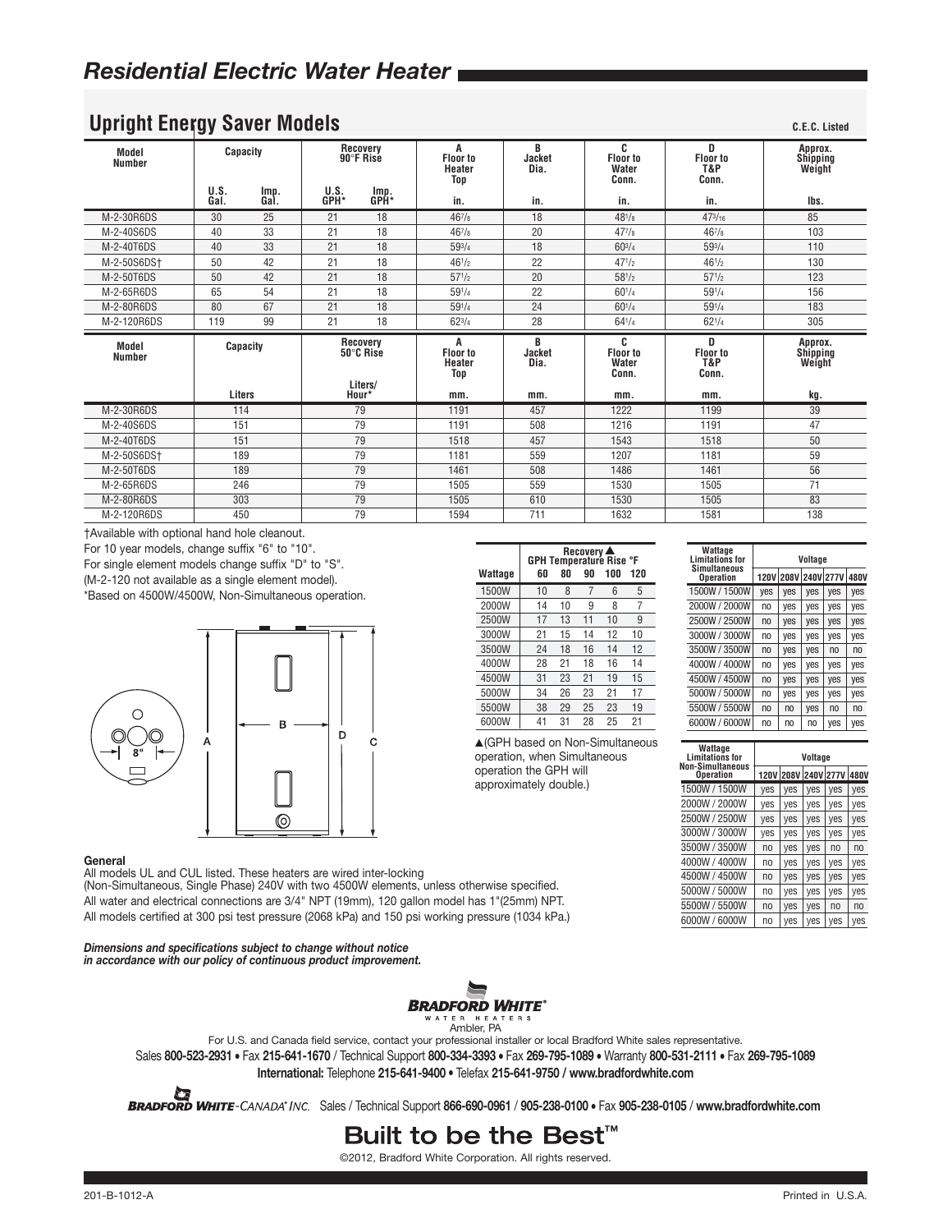# Residential Electric Water Heater

## Upright Energy Saver Models

C.E.C. Listed

| Model Number | Capacity | | Recovery 90°F Rise | | A Floor to Heater Top | B Jacket Dia. | C Floor to Water Conn. | D Floor to T&P Conn. | Approx. Shipping Weight |
|---|---|---|---|---|---|---|---|---|---|
| | U.S. Gal. | Imp. Gal. | U.S. GPH* | Imp. GPH* | in. | in. | in. | in. | lbs. |
| M-2-30R6DS | 30 | 25 | 21 | 18 | 46⁷/₈ | 18 | 48¹/₈ | 47³/₁₆ | 85 |
| M-2-40S6DS | 40 | 33 | 21 | 18 | 46⁷/₈ | 20 | 47⁷/₈ | 46⁷/₈ | 103 |
| M-2-40T6DS | 40 | 33 | 21 | 18 | 59³/₄ | 18 | 60³/₄ | 59³/₄ | 110 |
| M-2-50S6DS† | 50 | 42 | 21 | 18 | 46¹/₂ | 22 | 47¹/₂ | 46¹/₂ | 130 |
| M-2-50T6DS | 50 | 42 | 21 | 18 | 57¹/₂ | 20 | 58¹/₂ | 57¹/₂ | 123 |
| M-2-65R6DS | 65 | 54 | 21 | 18 | 59¹/₄ | 22 | 60¹/₄ | 59¹/₄ | 156 |
| M-2-80R6DS | 80 | 67 | 21 | 18 | 59¹/₄ | 24 | 60¹/₄ | 59¹/₄ | 183 |
| M-2-120R6DS | 119 | 99 | 21 | 18 | 62³/₄ | 28 | 64¹/₄ | 62¹/₄ | 305 |

| Model Number | Capacity | Recovery 50°C Rise | A Floor to Heater Top | B Jacket Dia. | C Floor to Water Conn. | D Floor to T&P Conn. | Approx. Shipping Weight |
|---|---|---|---|---|---|---|---|
| | Liters | Liters/ Hour* | mm. | mm. | mm. | mm. | kg. |
| M-2-30R6DS | 114 | 79 | 1191 | 457 | 1222 | 1199 | 39 |
| M-2-40S6DS | 151 | 79 | 1191 | 508 | 1216 | 1191 | 47 |
| M-2-40T6DS | 151 | 79 | 1518 | 457 | 1543 | 1518 | 50 |
| M-2-50S6DS† | 189 | 79 | 1181 | 559 | 1207 | 1181 | 59 |
| M-2-50T6DS | 189 | 79 | 1461 | 508 | 1486 | 1461 | 56 |
| M-2-65R6DS | 246 | 79 | 1505 | 559 | 1530 | 1505 | 71 |
| M-2-80R6DS | 303 | 79 | 1505 | 610 | 1530 | 1505 | 83 |
| M-2-120R6DS | 450 | 79 | 1594 | 711 | 1632 | 1581 | 138 |

†Available with optional hand hole cleanout.
For 10 year models, change suffix "6" to "10".
For single element models change suffix "D" to "S".
(M-2-120 not available as a single element model).
*Based on 4500W/4500W, Non-Simultaneous operation.

8"
A
B
D
C

| Wattage | Recovery ▲ GPH Temperature Rise °F 60 | 80 | 90 | 100 | 120 |
|---|---|---|---|---|---|
| 1500W | 10 | 8 | 7 | 6 | 5 |
| 2000W | 14 | 10 | 9 | 8 | 7 |
| 2500W | 17 | 13 | 11 | 10 | 9 |
| 3000W | 21 | 15 | 14 | 12 | 10 |
| 3500W | 24 | 18 | 16 | 14 | 12 |
| 4000W | 28 | 21 | 18 | 16 | 14 |
| 4500W | 31 | 23 | 21 | 19 | 15 |
| 5000W | 34 | 26 | 23 | 21 | 17 |
| 5500W | 38 | 29 | 25 | 23 | 19 |
| 6000W | 41 | 31 | 28 | 25 | 21 |

▲(GPH based on Non-Simultaneous operation, when Simultaneous operation the GPH will approximately double.)

| Wattage Limitations for Simultaneous Operation | Voltage 120V | 208V | 240V | 277V | 480V |
|---|---|---|---|---|---|
| 1500W / 1500W | yes | yes | yes | yes | yes |
| 2000W / 2000W | no | yes | yes | yes | yes |
| 2500W / 2500W | no | yes | yes | yes | yes |
| 3000W / 3000W | no | yes | yes | yes | yes |
| 3500W / 3500W | no | yes | yes | no | no |
| 4000W / 4000W | no | yes | yes | yes | yes |
| 4500W / 4500W | no | yes | yes | yes | yes |
| 5000W / 5000W | no | yes | yes | yes | yes |
| 5500W / 5500W | no | no | yes | no | no |
| 6000W / 6000W | no | no | no | yes | yes |

| Wattage Limitations for Non-Simultaneous Operation | Voltage 120V | 208V | 240V | 277V | 480V |
|---|---|---|---|---|---|
| 1500W / 1500W | yes | yes | yes | yes | yes |
| 2000W / 2000W | yes | yes | yes | yes | yes |
| 2500W / 2500W | yes | yes | yes | yes | yes |
| 3000W / 3000W | yes | yes | yes | yes | yes |
| 3500W / 3500W | no | yes | yes | no | no |
| 4000W / 4000W | no | yes | yes | yes | yes |
| 4500W / 4500W | no | yes | yes | yes | yes |
| 5000W / 5000W | no | yes | yes | yes | yes |
| 5500W / 5500W | no | yes | yes | no | no |
| 6000W / 6000W | no | yes | yes | yes | yes |

**General**

All models UL and CUL listed. These heaters are wired inter-locking (Non-Simultaneous, Single Phase) 240V with two 4500W elements, unless otherwise specified.
All water and electrical connections are 3/4" NPT (19mm), 120 gallon model has 1"(25mm) NPT.
All models certified at 300 psi test pressure (2068 kPa) and 150 psi working pressure (1034 kPa.)

***Dimensions and specifications subject to change without notice in accordance with our policy of continuous product improvement.***

**BRADFORD WHITE®** WATER HEATERS
Ambler, PA

For U.S. and Canada field service, contact your professional installer or local Bradford White sales representative.
Sales **800-523-2931** • Fax **215-641-1670** / Technical Support **800-334-3393** • Fax **269-795-1089** • Warranty **800-531-2111** • Fax **269-795-1089**
**International:** Telephone **215-641-9400** • Telefax **215-641-9750** / **www.bradfordwhite.com**

**BRADFORD WHITE**-*CANADA® INC.* Sales / Technical Support **866-690-0961** / **905-238-0100** • Fax **905-238-0105** / **www.bradfordwhite.com**

## Built to be the Best™

©2012, Bradford White Corporation. All rights reserved.

201-B-1012-A

Printed in U.S.A.